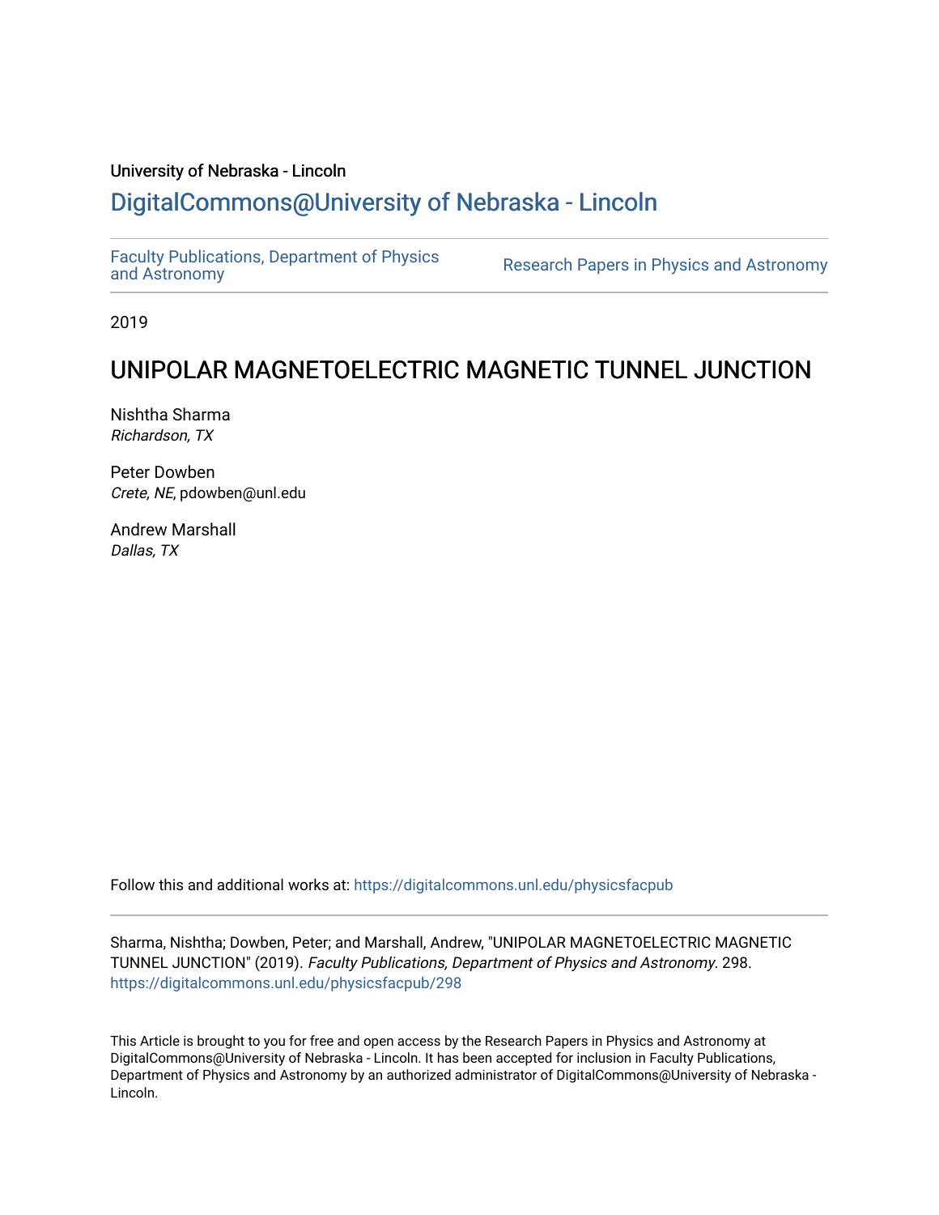University of Nebraska - Lincoln

# DigitalCommons@University of Nebraska - Lincoln

Faculty Publications, Department of Physics and Astronomy

Research Papers in Physics and Astronomy

2019

## UNIPOLAR MAGNETOELECTRIC MAGNETIC TUNNEL JUNCTION

Nishtha Sharma
*Richardson, TX*

Peter Dowben
*Crete, NE*, pdowben@unl.edu

Andrew Marshall
*Dallas, TX*

Follow this and additional works at: https://digitalcommons.unl.edu/physicsfacpub

Sharma, Nishtha; Dowben, Peter; and Marshall, Andrew, "UNIPOLAR MAGNETOELECTRIC MAGNETIC TUNNEL JUNCTION" (2019). *Faculty Publications, Department of Physics and Astronomy*. 298.
https://digitalcommons.unl.edu/physicsfacpub/298

This Article is brought to you for free and open access by the Research Papers in Physics and Astronomy at DigitalCommons@University of Nebraska - Lincoln. It has been accepted for inclusion in Faculty Publications, Department of Physics and Astronomy by an authorized administrator of DigitalCommons@University of Nebraska - Lincoln.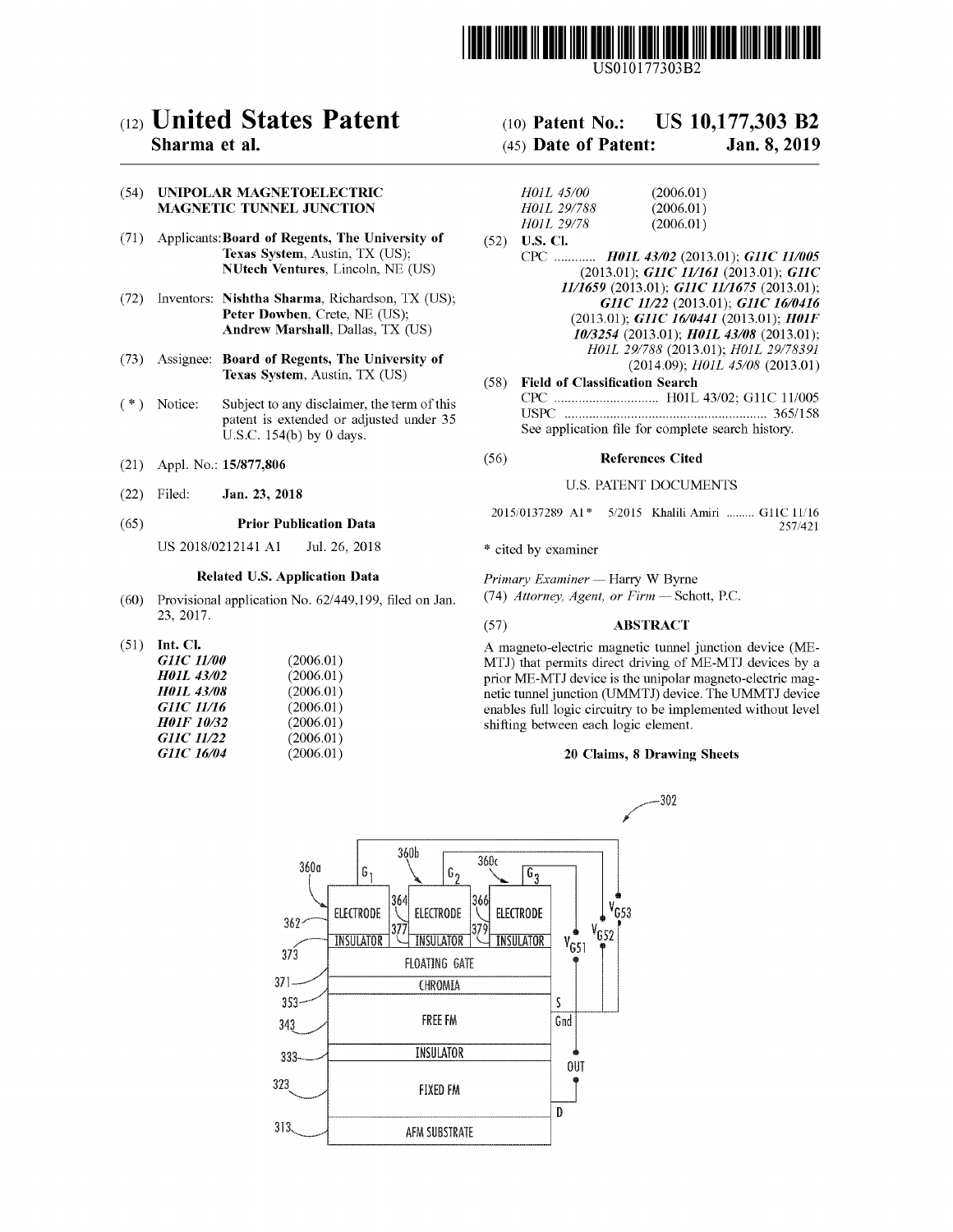US010177303B2

# (12) United States Patent
**Sharma et al.**

(10) **Patent No.: US 10,177,303 B2**

(45) **Date of Patent: Jan. 8, 2019**

(54) **UNIPOLAR MAGNETOELECTRIC MAGNETIC TUNNEL JUNCTION**

(71) Applicants: **Board of Regents, The University of Texas System**, Austin, TX (US); **NUtech Ventures**, Lincoln, NE (US)

(72) Inventors: **Nishtha Sharma**, Richardson, TX (US); **Peter Dowben**, Crete, NE (US); **Andrew Marshall**, Dallas, TX (US)

(73) Assignee: **Board of Regents, The University of Texas System**, Austin, TX (US)

(*) Notice: Subject to any disclaimer, the term of this patent is extended or adjusted under 35 U.S.C. 154(b) by 0 days.

(21) Appl. No.: **15/877,806**

(22) Filed: **Jan. 23, 2018**

(65) **Prior Publication Data**

US 2018/0212141 A1 Jul. 26, 2018

**Related U.S. Application Data**

(60) Provisional application No. 62/449,199, filed on Jan. 23, 2017.

(51) **Int. Cl.**

| | |
|---|---|
| *G11C 11/00* | (2006.01) |
| *H01L 43/02* | (2006.01) |
| *H01L 43/08* | (2006.01) |
| *G11C 11/16* | (2006.01) |
| *H01F 10/32* | (2006.01) |
| *G11C 11/22* | (2006.01) |
| *G11C 16/04* | (2006.01) |
| *H01L 45/00* | (2006.01) |
| *H01L 29/788* | (2006.01) |
| *H01L 29/78* | (2006.01) |

(52) **U.S. Cl.**

CPC ............ ***H01L 43/02*** (2013.01); ***G11C 11/005*** (2013.01); ***G11C 11/161*** (2013.01); ***G11C 11/1659*** (2013.01); ***G11C 11/1675*** (2013.01); ***G11C 11/22*** (2013.01); ***G11C 16/0416*** (2013.01); ***G11C 16/0441*** (2013.01); ***H01F 10/3254*** (2013.01); ***H01L 43/08*** (2013.01); *H01L 29/788* (2013.01); *H01L 29/78391* (2014.09); *H01L 45/08* (2013.01)

(58) **Field of Classification Search**

CPC .............................. H01L 43/02; G11C 11/005

USPC ......................................................... 365/158

See application file for complete search history.

(56) **References Cited**

U.S. PATENT DOCUMENTS

2015/0137289 A1* 5/2015 Khalili Amiri ......... G11C 11/16 257/421

\* cited by examiner

*Primary Examiner* — Harry W Byrne

(74) *Attorney, Agent, or Firm* — Schott, P.C.

(57) **ABSTRACT**

A magneto-electric magnetic tunnel junction device (ME-MTJ) that permits direct driving of ME-MTJ devices by a prior ME-MTJ device is the unipolar magneto-electric magnetic tunnel junction (UMMTJ) device. The UMMTJ device enables full logic circuitry to be implemented without level shifting between each logic element.

**20 Claims, 8 Drawing Sheets**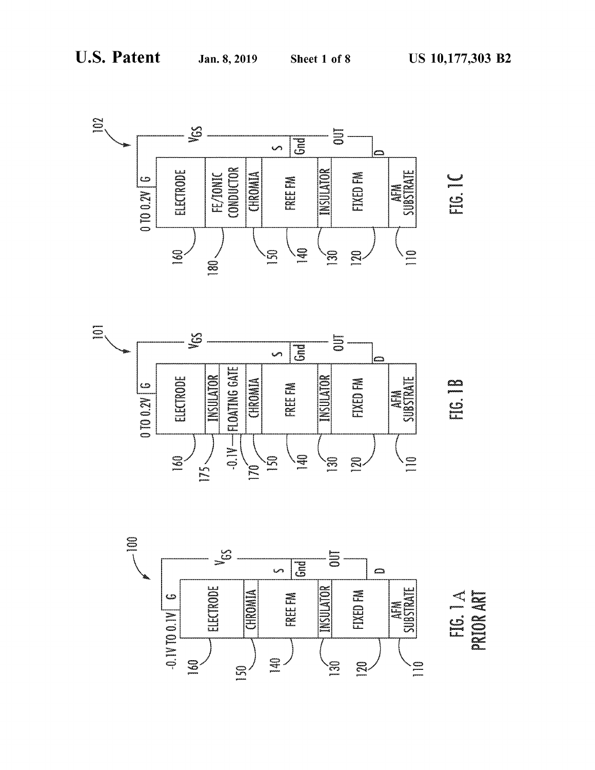FIG. 1A PRIOR ART

100

| Label | Layer |
| --- | --- |
| 160 | ELECTRODE |
| 150 | CHROMIA |
| 140 | FREE FM |
| 130 | INSULATOR |
| 120 | FIXED FM |
| 110 | AFM SUBSTRATE |

G: -0.1V TO 0.1V; $V_{GS}$; S; Gnd; OUT; D

FIG. 1B

101

| Label | Layer |
| --- | --- |
| 160 | ELECTRODE |
| 175 | INSULATOR |
| 170 | FLOATING GATE (-0.1V) |
| 150 | CHROMIA |
| 140 | FREE FM |
| 130 | INSULATOR |
| 120 | FIXED FM |
| 110 | AFM SUBSTRATE |

G: 0 TO 0.2V; $V_{GS}$; S; Gnd; OUT; D

FIG. 1C

102

| Label | Layer |
| --- | --- |
| 160 | ELECTRODE |
| 180 | FE/IONIC CONDUCTOR |
| 150 | CHROMIA |
| 140 | FREE FM |
| 130 | INSULATOR |
| 120 | FIXED FM |
| 110 | AFM SUBSTRATE |

G: 0 TO 0.2V; $V_{GS}$; S; Gnd; OUT; D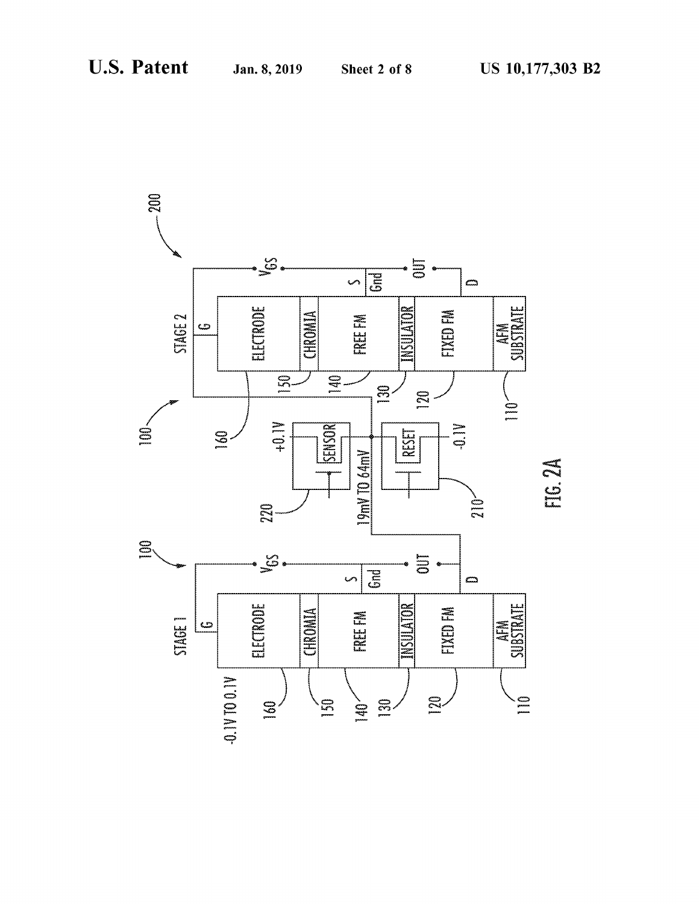STAGE 1

STAGE 2

ELECTRODE

CHROMIA

FREE FM

INSULATOR

FIXED FM

AFM SUBSTRATE

G

S

Gnd

D

$V_{GS}$

OUT

-0.1V TO 0.1V

19mV TO 64mV

+0.1V

-0.1V

SENSOR

RESET

100

200

110

120

130

140

150

160

210

220

FIG. 2A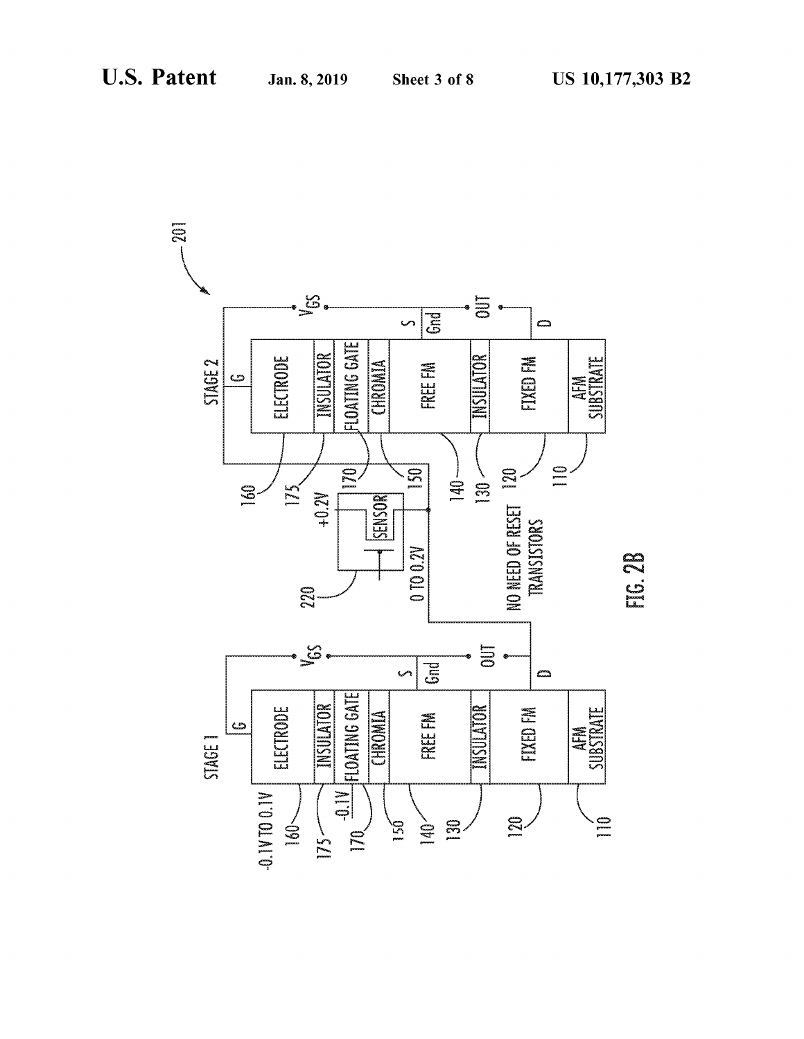201

STAGE 2

G

ELECTRODE | INSULATOR | FLOATING GATE | CHROMIA | FREE FM | INSULATOR | FIXED FM | AFM SUBSTRATE

$V_{GS}$

S

Gnd

OUT

D

160 175 170 150 140 130 120 110

+0.2V

SENSOR

220

0 TO 0.2V

NO NEED OF RESET TRANSISTORS

STAGE 1

G

ELECTRODE | INSULATOR | FLOATING GATE | CHROMIA | FREE FM | INSULATOR | FIXED FM | AFM SUBSTRATE

$V_{GS}$

S

Gnd

OUT

D

-0.1V TO 0.1V

-0.1V

160 175 170 150 140 130 120 110

FIG. 2B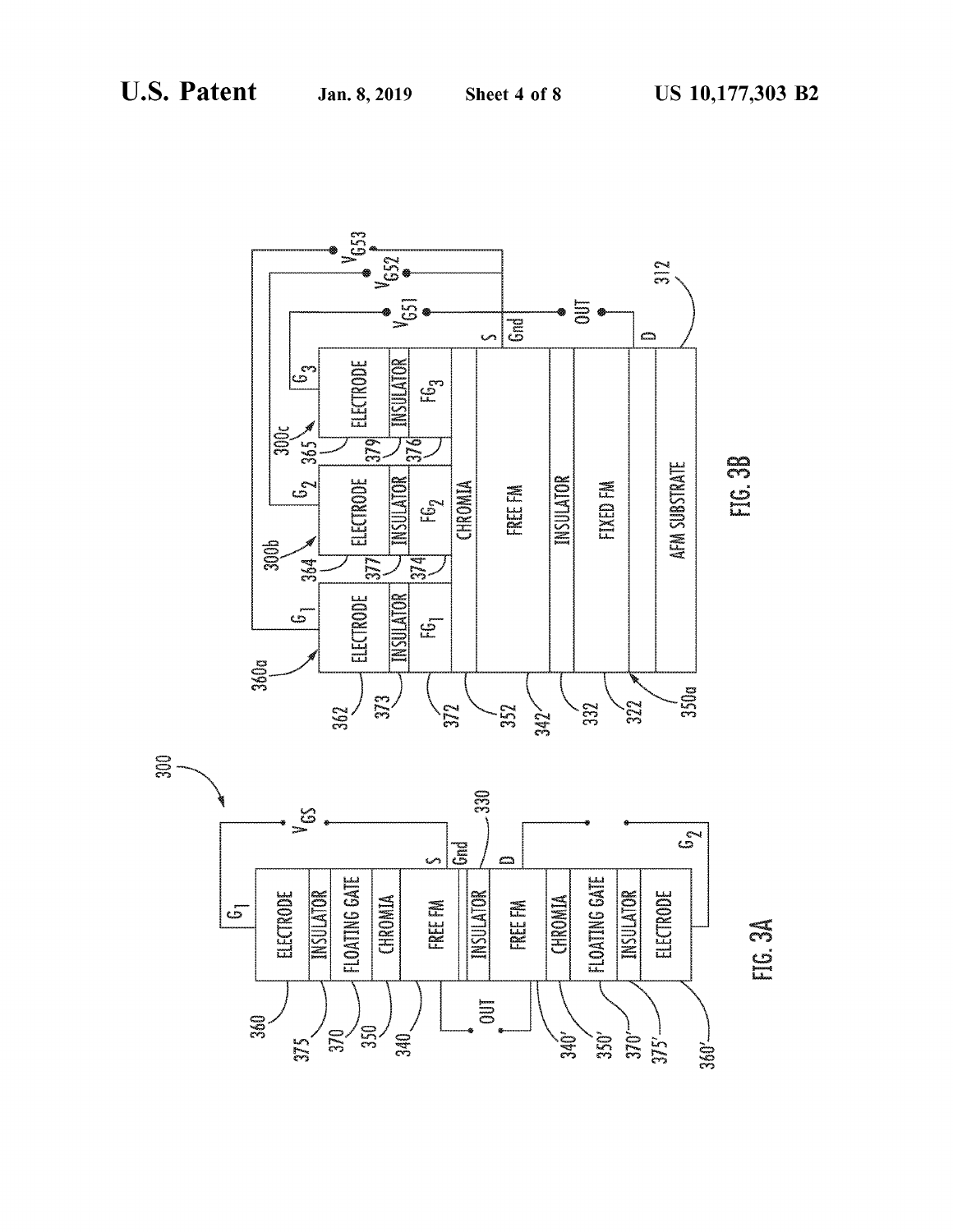FIG. 3A

FIG. 3B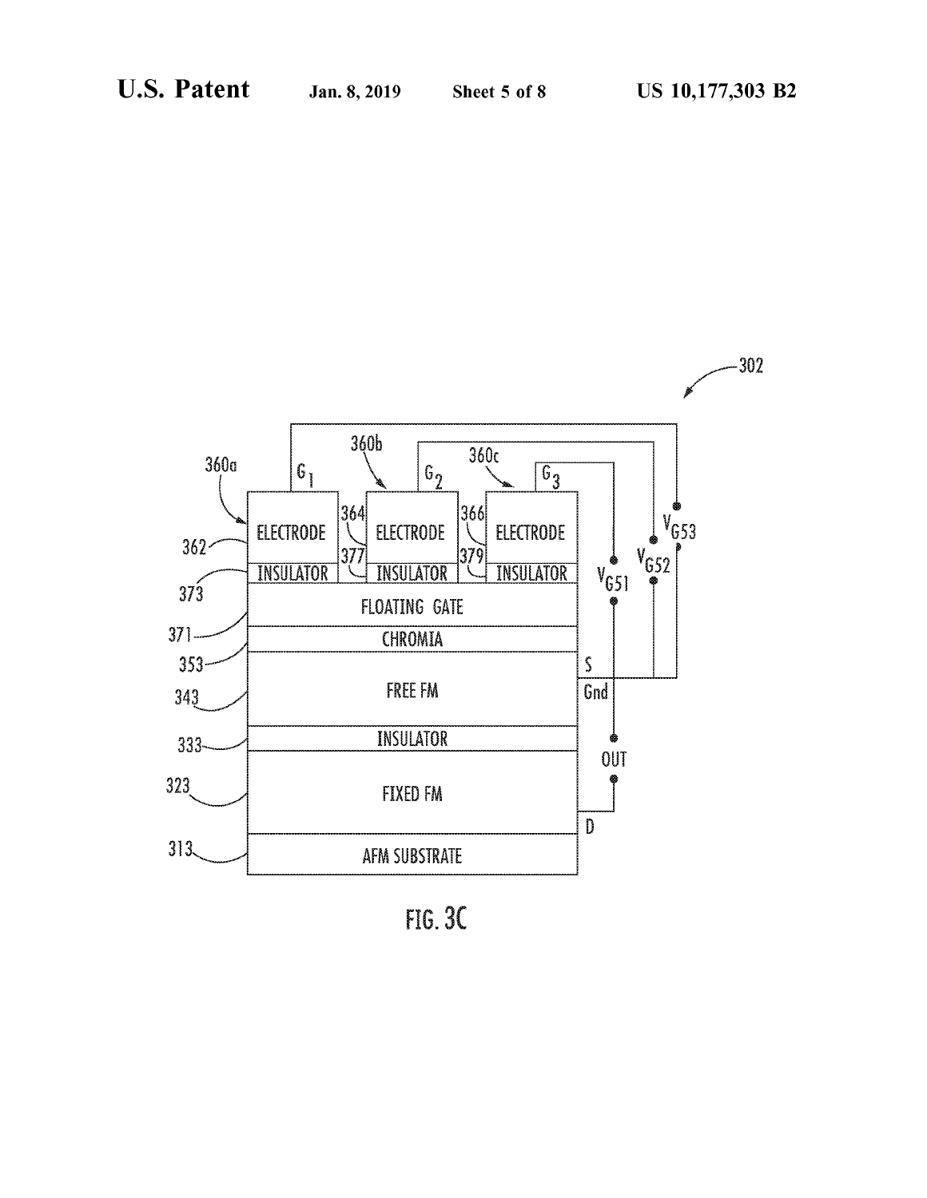FIG. 3C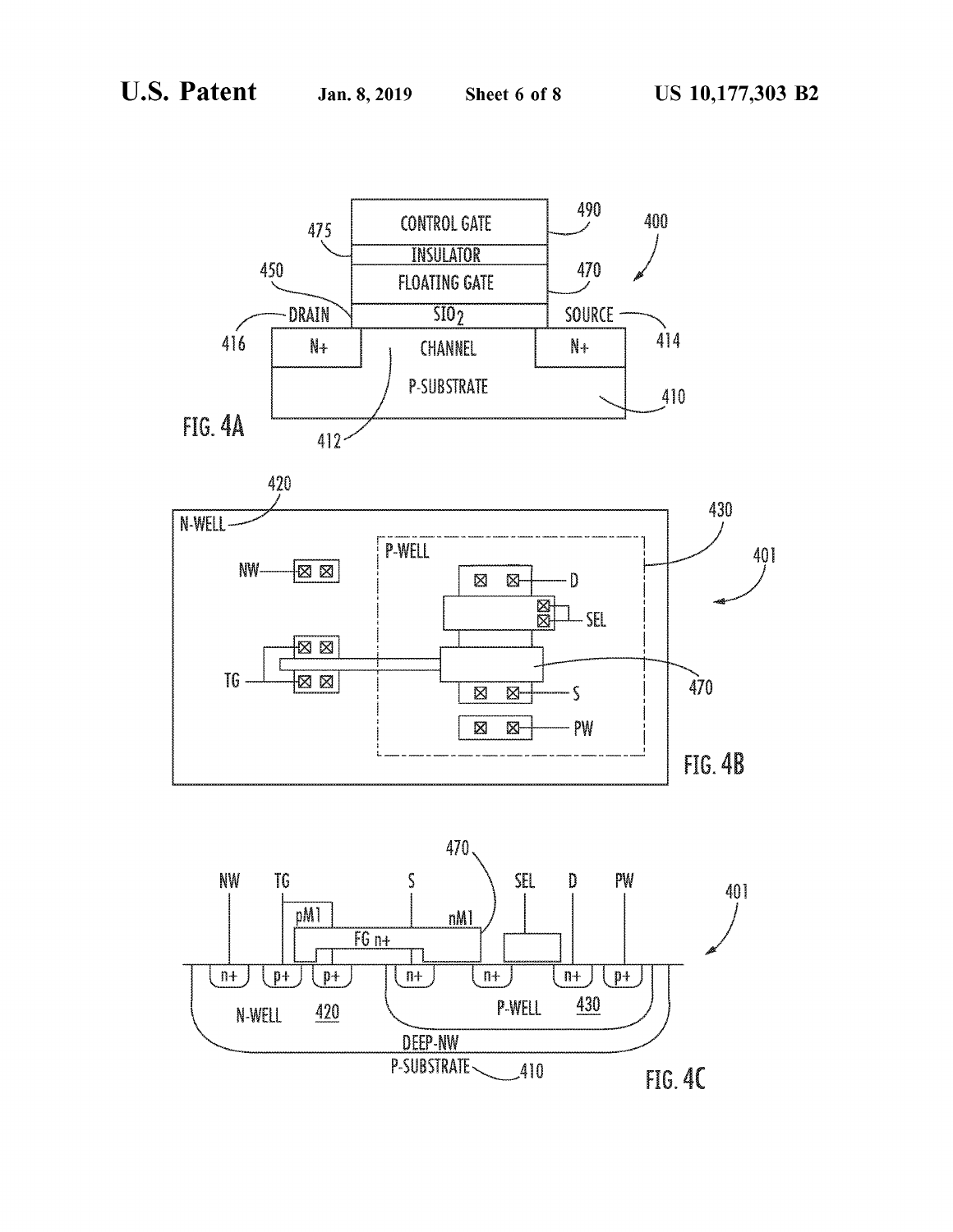FIG. 4A

FIG. 4B

FIG. 4C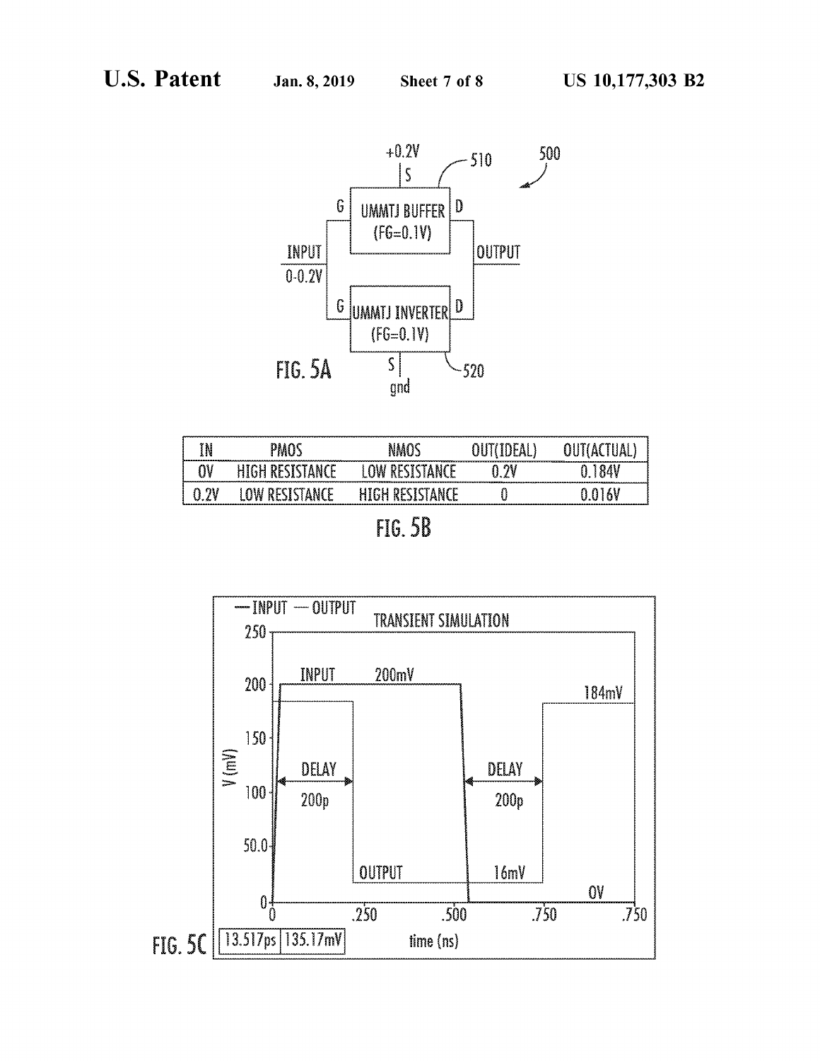FIG. 5A

| IN | PMOS | NMOS | OUT(IDEAL) | OUT(ACTUAL) |
| --- | --- | --- | --- | --- |
| 0V | HIGH RESISTANCE | LOW RESISTANCE | 0.2V | 0.184V |
| 0.2V | LOW RESISTANCE | HIGH RESISTANCE | 0 | 0.016V |

FIG. 5B

FIG. 5C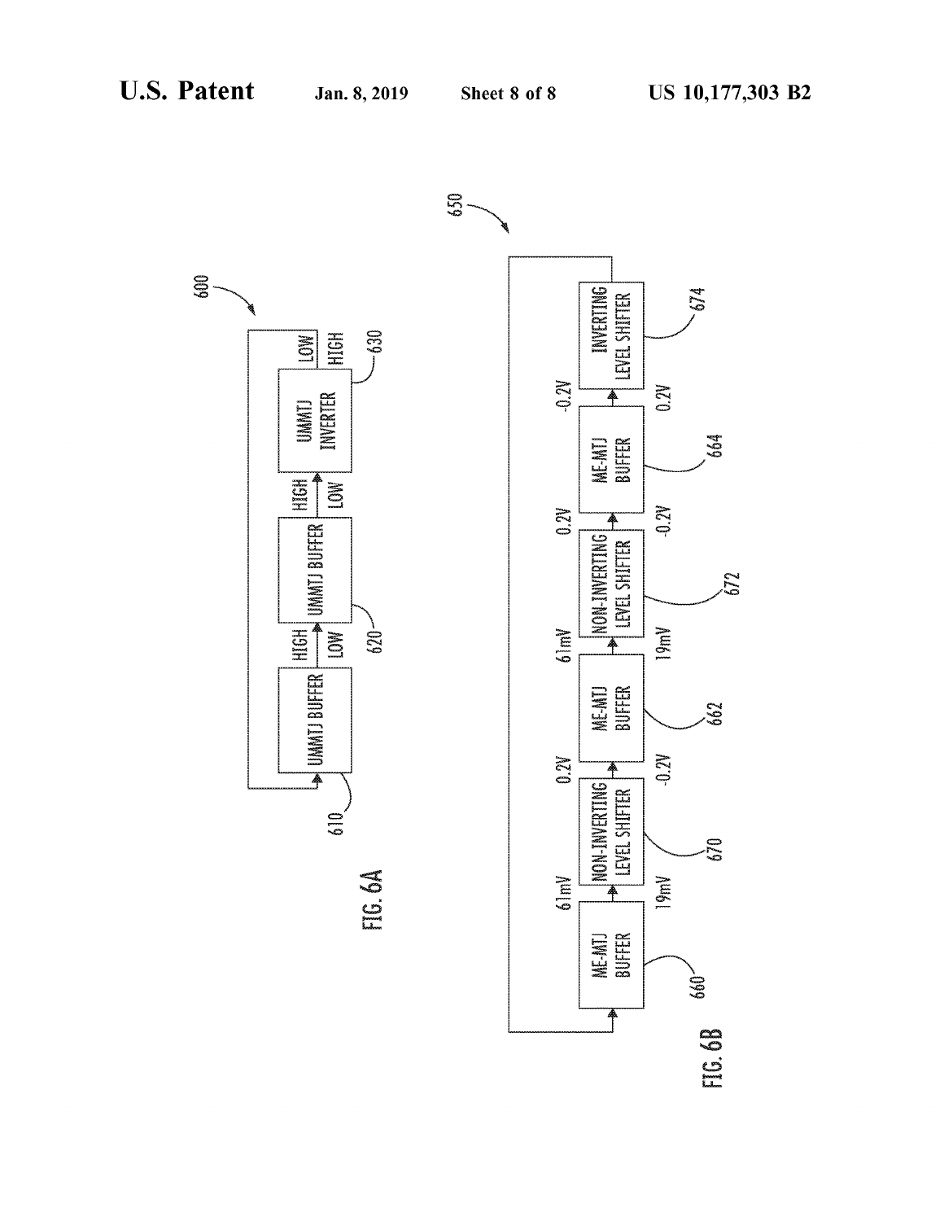600

UMMTJ BUFFER — HIGH / LOW → UMMTJ BUFFER — HIGH / LOW → UMMTJ INVERTER — LOW / HIGH

610 620 630

FIG. 6A

650

ME-MTJ BUFFER — 61mV / 19mV → NON-INVERTING LEVEL SHIFTER — 0.2V / -0.2V → ME-MTJ BUFFER — 61mV / 19mV → NON-INVERTING LEVEL SHIFTER — 0.2V / -0.2V → ME-MTJ BUFFER — -0.2V / 0.2V → INVERTING LEVEL SHIFTER

660 670 662 672 664 674

FIG. 6B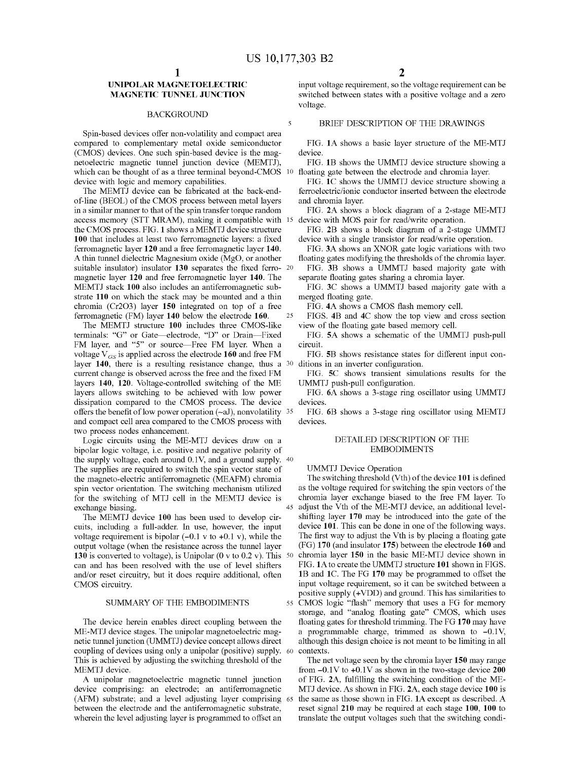# UNIPOLAR MAGNETOELECTRIC MAGNETIC TUNNEL JUNCTION

## BACKGROUND

Spin-based devices offer non-volatility and compact area compared to complementary metal oxide semiconductor (CMOS) devices. One such spin-based device is the magnetoelectric magnetic tunnel junction device (MEMTJ), which can be thought of as a three terminal beyond-CMOS device with logic and memory capabilities.

The MEMTJ device can be fabricated at the back-end-of-line (BEOL) of the CMOS process between metal layers in a similar manner to that of the spin transfer torque random access memory (STT MRAM), making it compatible with the CMOS process. FIG. 1 shows a MEMTJ device structure **100** that includes at least two ferromagnetic layers: a fixed ferromagnetic layer **120** and a free ferromagnetic layer **140**. A thin tunnel dielectric Magnesium oxide (MgO, or another suitable insulator) insulator **130** separates the fixed ferromagnetic layer **120** and free ferromagnetic layer **140**. The MEMTJ stack **100** also includes an antiferromagnetic substrate **110** on which the stack may be mounted and a thin chromia ($Cr2O3$) layer **150** integrated on top of a free ferromagnetic (FM) layer **140** below the electrode **160**.

The MEMTJ structure **100** includes three CMOS-like terminals: "G" or Gate—electrode, "D" or Drain—Fixed FM layer, and "S" or source—Free FM layer. When a voltage $V_{GS}$ is applied across the electrode **160** and free FM layer **140**, there is a resulting resistance change, thus a current change is observed across the free and the fixed FM layers **140**, **120**. Voltage-controlled switching of the ME layers allows switching to be achieved with low power dissipation compared to the CMOS process. The device offers the benefit of low power operation (~aJ), nonvolatility and compact cell area compared to the CMOS process with two process nodes enhancement.

Logic circuits using the ME-MTJ devices draw on a bipolar logic voltage, i.e. positive and negative polarity of the supply voltage, each around 0.1V, and a ground supply. The supplies are required to switch the spin vector state of the magneto-electric antiferromagnetic (MEAFM) chromia spin vector orientation. The switching mechanism utilized for the switching of MTJ cell in the MEMTJ device is exchange biasing.

The MEMTJ device **100** has been used to develop circuits, including a full-adder. In use, however, the input voltage requirement is bipolar (−0.1 v to +0.1 v), while the output voltage (when the resistance across the tunnel layer **130** is converted to voltage), is Unipolar (0 v to 0.2 v). This can and has been resolved with the use of level shifters and/or reset circuitry, but it does require additional, often CMOS circuitry.

## SUMMARY OF THE EMBODIMENTS

The device herein enables direct coupling between the ME-MTJ device stages. The unipolar magnetoelectric magnetic tunnel junction (UMMTJ) device concept allows direct coupling of devices using only a unipolar (positive) supply. This is achieved by adjusting the switching threshold of the MEMTJ device.

A unipolar magnetoelectric magnetic tunnel junction device comprising: an electrode; an antiferromagnetic (AFM) substrate; and a level adjusting layer comprising between the electrode and the antiferromagnetic substrate, wherein the level adjusting layer is programmed to offset an input voltage requirement, so the voltage requirement can be switched between states with a positive voltage and a zero voltage.

## BRIEF DESCRIPTION OF THE DRAWINGS

FIG. **1A** shows a basic layer structure of the ME-MTJ device.

FIG. **1B** shows the UMMTJ device structure showing a floating gate between the electrode and chromia layer.

FIG. **1C** shows the UMMTJ device structure showing a ferroelectric/ionic conductor inserted between the electrode and chromia layer.

FIG. **2A** shows a block diagram of a 2-stage ME-MTJ device with MOS pair for read/write operation.

FIG. **2B** shows a block diagram of a 2-stage UMMTJ device with a single transistor for read/write operation.

FIG. **3A** shows an XNOR gate logic variations with two floating gates modifying the thresholds of the chromia layer.

FIG. **3B** shows a UMMTJ based majority gate with separate floating gates sharing a chromia layer.

FIG. **3C** shows a UMMTJ based majority gate with a merged floating gate.

FIG. **4A** shows a CMOS flash memory cell.

FIGS. **4B** and **4C** show the top view and cross section view of the floating gate based memory cell.

FIG. **5A** shows a schematic of the UMMTJ push-pull circuit.

FIG. **5B** shows resistance states for different input conditions in an inverter configuration.

FIG. **5C** shows transient simulations results for the UMMTJ push-pull configuration.

FIG. **6A** shows a 3-stage ring oscillator using UMMTJ devices.

FIG. **6B** shows a 3-stage ring oscillator using MEMTJ devices.

## DETAILED DESCRIPTION OF THE EMBODIMENTS

### UMMTJ Device Operation

The switching threshold (Vth) of the device **101** is defined as the voltage required for switching the spin vectors of the chromia layer exchange biased to the free FM layer. To adjust the Vth of the ME-MTJ device, an additional level-shifting layer **170** may be introduced into the gate of the device **101**. This can be done in one of the following ways. The first way to adjust the Vth is by placing a floating gate (FG) **170** (and insulator **175**) between the electrode **160** and chromia layer **150** in the basic ME-MTJ device shown in FIG. **1A** to create the UMMTJ structure **101** shown in FIGS. **1B** and **1C**. The FG **170** may be programmed to offset the input voltage requirement, so it can be switched between a positive supply (+VDD) and ground. This has similarities to CMOS logic "flash" memory that uses a FG for memory storage, and "analog floating gate" CMOS, which uses floating gates for threshold trimming. The FG **170** may have a programmable charge, trimmed as shown to −0.1V, although this design choice is not meant to be limiting in all contexts.

The net voltage seen by the chromia layer **150** may range from −0.1V to +0.1V as shown in the two-stage device **200** of FIG. **2A**, fulfilling the switching condition of the ME-MTJ device. As shown in FIG. **2A**, each stage device **100** is the same as those shown in FIG. **1A** except as described. A reset signal **210** may be required at each stage **100**, **100** to translate the output voltages such that the switching condi-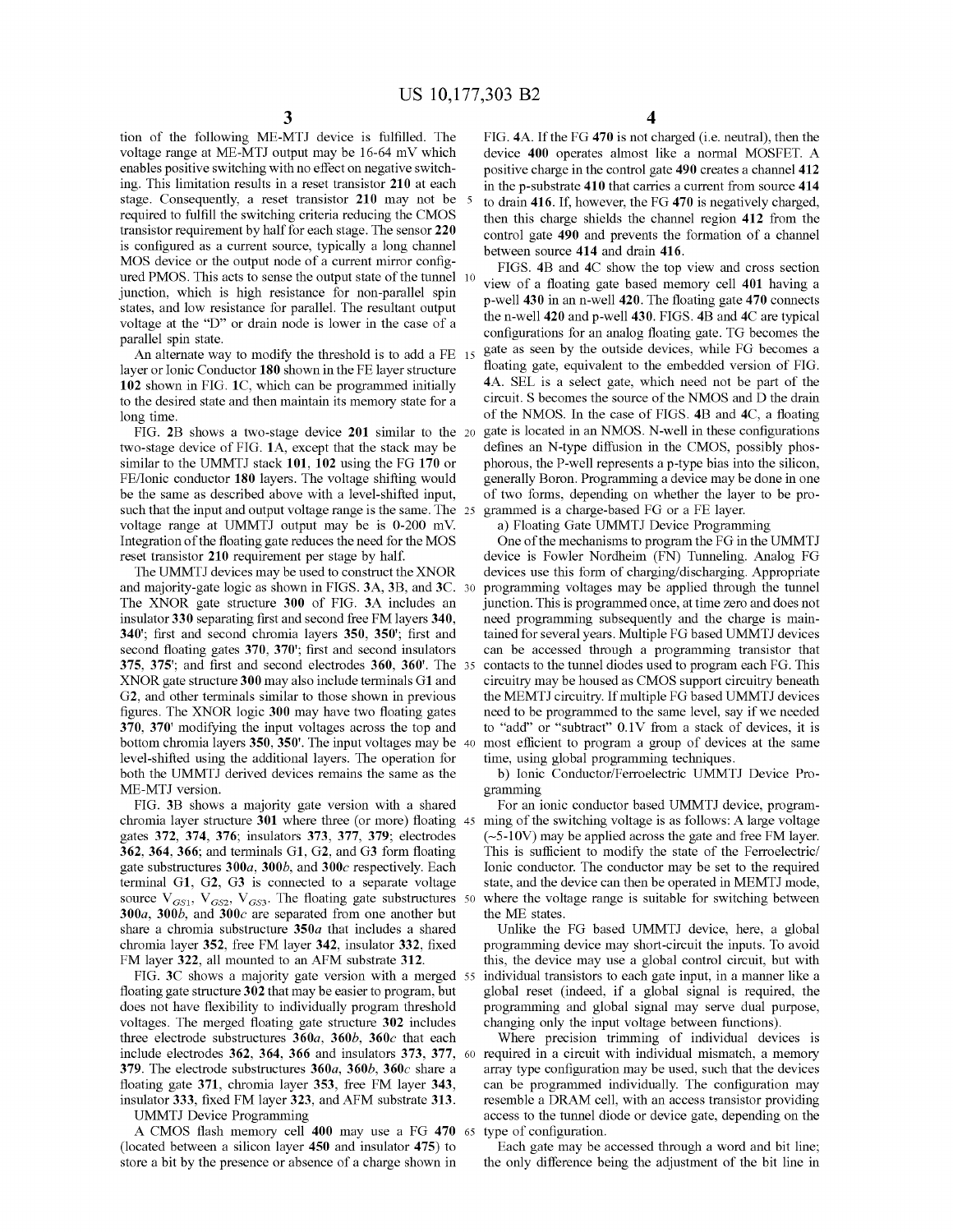tion of the following ME-MTJ device is fulfilled. The voltage range at ME-MTJ output may be 16-64 mV which enables positive switching with no effect on negative switching. This limitation results in a reset transistor **210** at each stage. Consequently, a reset transistor **210** may not be required to fulfill the switching criteria reducing the CMOS transistor requirement by half for each stage. The sensor **220** is configured as a current source, typically a long channel MOS device or the output node of a current mirror configured PMOS. This acts to sense the output state of the tunnel junction, which is high resistance for non-parallel spin states, and low resistance for parallel. The resultant output voltage at the "D" or drain node is lower in the case of a parallel spin state.

An alternate way to modify the threshold is to add a FE layer or Ionic Conductor **180** shown in the FE layer structure **102** shown in FIG. **1C**, which can be programmed initially to the desired state and then maintain its memory state for a long time.

FIG. **2B** shows a two-stage device **201** similar to the two-stage device of FIG. **1A**, except that the stack may be similar to the UMMTJ stack **101**, **102** using the FG **170** or FE/Ionic conductor **180** layers. The voltage shifting would be the same as described above with a level-shifted input, such that the input and output voltage range is the same. The voltage range at UMMTJ output may be is 0-200 mV. Integration of the floating gate reduces the need for the MOS reset transistor **210** requirement per stage by half.

The UMMTJ devices may be used to construct the XNOR and majority-gate logic as shown in FIGS. **3A**, **3B**, and **3C**. The XNOR gate structure **300** of FIG. **3A** includes an insulator **330** separating first and second free FM layers **340**, **340'**; first and second chromia layers **350**, **350'**; first and second floating gates **370**, **370'**; first and second insulators **375**, **375'**; and first and second electrodes **360**, **360'**. The XNOR gate structure **300** may also include terminals G1 and G2, and other terminals similar to those shown in previous figures. The XNOR logic **300** may have two floating gates **370**, **370'** modifying the input voltages across the top and bottom chromia layers **350**, **350'**. The input voltages may be level-shifted using the additional layers. The operation for both the UMMTJ derived devices remains the same as the ME-MTJ version.

FIG. **3B** shows a majority gate version with a shared chromia layer structure **301** where three (or more) floating gates **372**, **374**, **376**; insulators **373**, **377**, **379**; electrodes **362**, **364**, **366**; and terminals G1, G2, and G3 form floating gate substructures **300a**, **300b**, and **300c** respectively. Each terminal G1, G2, G3 is connected to a separate voltage source $V_{GS1}$, $V_{GS2}$, $V_{GS3}$. The floating gate substructures **300a**, **300b**, and **300c** are separated from one another but share a chromia substructure **350a** that includes a shared chromia layer **352**, free FM layer **342**, insulator **332**, fixed FM layer **322**, all mounted to an AFM substrate **312**.

FIG. **3C** shows a majority gate version with a merged floating gate structure **302** that may be easier to program, but does not have flexibility to individually program threshold voltages. The merged floating gate structure **302** includes three electrode substructures **360a**, **360b**, **360c** that each include electrodes **362**, **364**, **366** and insulators **373**, **377**, **379**. The electrode substructures **360a**, **360b**, **360c** share a floating gate **371**, chromia layer **353**, free FM layer **343**, insulator **333**, fixed FM layer **323**, and AFM substrate **313**.

UMMTJ Device Programming

A CMOS flash memory cell **400** may use a FG **470** (located between a silicon layer **450** and insulator **475**) to store a bit by the presence or absence of a charge shown in FIG. **4A**. If the FG **470** is not charged (i.e. neutral), then the device **400** operates almost like a normal MOSFET. A positive charge in the control gate **490** creates a channel **412** in the p-substrate **410** that carries a current from source **414** to drain **416**. If, however, the FG **470** is negatively charged, then this charge shields the channel region **412** from the control gate **490** and prevents the formation of a channel between source **414** and drain **416**.

FIGS. **4B** and **4C** show the top view and cross section view of a floating gate based memory cell **401** having a p-well **430** in an n-well **420**. The floating gate **470** connects the n-well **420** and p-well **430**. FIGS. **4B** and **4C** are typical configurations for an analog floating gate. TG becomes the gate as seen by the outside devices, while FG becomes a floating gate, equivalent to the embedded version of FIG. **4A**. SEL is a select gate, which need not be part of the circuit. S becomes the source of the NMOS and D the drain of the NMOS. In the case of FIGS. **4B** and **4C**, a floating gate is located in an NMOS. N-well in these configurations defines an N-type diffusion in the CMOS, possibly phosphorous, the P-well represents a p-type bias into the silicon, generally Boron. Programming a device may be done in one of two forms, depending on whether the layer to be programmed is a charge-based FG or a FE layer.

a) Floating Gate UMMTJ Device Programming

One of the mechanisms to program the FG in the UMMTJ device is Fowler Nordheim (FN) Tunneling. Analog FG devices use this form of charging/discharging. Appropriate programming voltages may be applied through the tunnel junction. This is programmed once, at time zero and does not need programming subsequently and the charge is maintained for several years. Multiple FG based UMMTJ devices can be accessed through a programming transistor that contacts to the tunnel diodes used to program each FG. This circuitry may be housed as CMOS support circuitry beneath the MEMTJ circuitry. If multiple FG based UMMTJ devices need to be programmed to the same level, say if we needed to "add" or "subtract" 0.1V from a stack of devices, it is most efficient to program a group of devices at the same time, using global programming techniques.

b) Ionic Conductor/Ferroelectric UMMTJ Device Programming

For an ionic conductor based UMMTJ device, programming of the switching voltage is as follows: A large voltage (~5-10V) may be applied across the gate and free FM layer. This is sufficient to modify the state of the Ferroelectric/Ionic conductor. The conductor may be set to the required state, and the device can then be operated in MEMTJ mode, where the voltage range is suitable for switching between the ME states.

Unlike the FG based UMMTJ device, here, a global programming device may short-circuit the inputs. To avoid this, the device may use a global control circuit, but with individual transistors to each gate input, in a manner like a global reset (indeed, if a global signal is required, the programming and global signal may serve dual purpose, changing only the input voltage between functions).

Where precision trimming of individual devices is required in a circuit with individual mismatch, a memory array type configuration may be used, such that the devices can be programmed individually. The configuration may resemble a DRAM cell, with an access transistor providing access to the tunnel diode or device gate, depending on the type of configuration.

Each gate may be accessed through a word and bit line; the only difference being the adjustment of the bit line in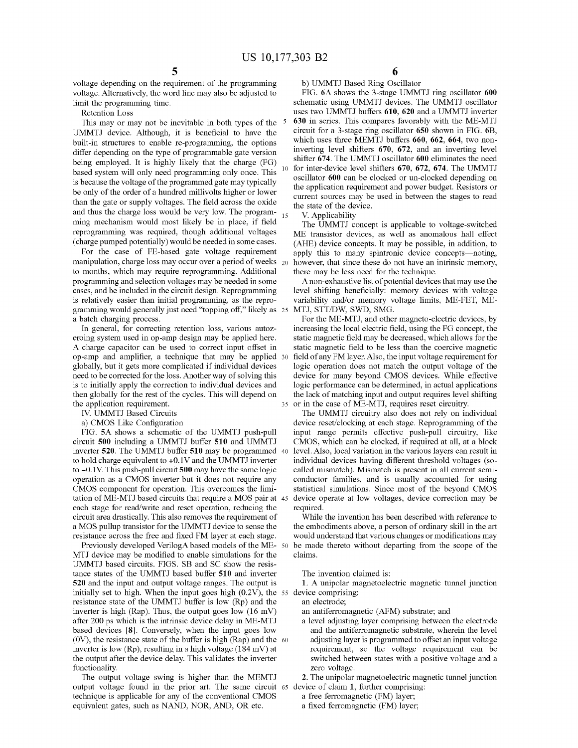voltage depending on the requirement of the programming voltage. Alternatively, the word line may also be adjusted to limit the programming time.

Retention Loss

This may or may not be inevitable in both types of the UMMTJ device. Although, it is beneficial to have the built-in structures to enable re-programming, the options differ depending on the type of programmable gate version being employed. It is highly likely that the charge (FG) based system will only need programming only once. This is because the voltage of the programmed gate may typically be only of the order of a hundred millivolts higher or lower than the gate or supply voltages. The field across the oxide and thus the charge loss would be very low. The programming mechanism would most likely be in place, if field reprogramming was required, though additional voltages (charge pumped potentially) would be needed in some cases.

For the case of FE-based gate voltage requirement manipulation, charge loss may occur over a period of weeks to months, which may require reprogramming. Additional programming and selection voltages may be needed in some cases, and be included in the circuit design. Reprogramming is relatively easier than initial programming, as the reprogramming would generally just need "topping off," likely as a batch charging process.

In general, for correcting retention loss, various autozeroing system used in op-amp design may be applied here. A charge capacitor can be used to correct input offset in op-amp and amplifier, a technique that may be applied globally, but it gets more complicated if individual devices need to be corrected for the loss. Another way of solving this is to initially apply the correction to individual devices and then globally for the rest of the cycles. This will depend on the application requirement.

IV. UMMTJ Based Circuits

a) CMOS Like Configuration

FIG. 5A shows a schematic of the UMMTJ push-pull circuit 500 including a UMMTJ buffer 510 and UMMTJ inverter 520. The UMMTJ buffer 510 may be programmed to hold charge equivalent to +0.1V and the UMMTJ inverter to −0.1V. This push-pull circuit 500 may have the same logic operation as a CMOS inverter but it does not require any CMOS component for operation. This overcomes the limitation of ME-MTJ based circuits that require a MOS pair at each stage for read/write and reset operation, reducing the circuit area drastically. This also removes the requirement of a MOS pullup transistor for the UMMTJ device to sense the resistance across the free and fixed FM layer at each stage.

Previously developed VerilogA based models of the ME-MTJ device may be modified to enable simulations for the UMMTJ based circuits. FIGS. 5B and 5C show the resistance states of the UMMTJ based buffer 510 and inverter 520 and the input and output voltage ranges. The output is initially set to high. When the input goes high (0.2V), the resistance state of the UMMTJ buffer is low (Rp) and the inverter is high (Rap). Thus, the output goes low (16 mV) after 200 ps which is the intrinsic device delay in ME-MTJ based devices [8]. Conversely, when the input goes low (0V), the resistance state of the buffer is high (Rap) and the inverter is low (Rp), resulting in a high voltage (184 mV) at the output after the device delay. This validates the inverter functionality.

The output voltage swing is higher than the MEMTJ output voltage found in the prior art. The same circuit technique is applicable for any of the conventional CMOS equivalent gates, such as NAND, NOR, AND, OR etc.

b) UMMTJ Based Ring Oscillator

FIG. 6A shows the 3-stage UMMTJ ring oscillator 600 schematic using UMMTJ devices. The UMMTJ oscillator uses two UMMTJ buffers 610, 620 and a UMMTJ inverter 630 in series. This compares favorably with the ME-MTJ circuit for a 3-stage ring oscillator 650 shown in FIG. 6B, which uses three MEMTJ buffers 660, 662, 664, two non-inverting level shifters 670, 672, and an inverting level shifter 674. The UMMTJ oscillator 600 eliminates the need for inter-device level shifters 670, 672, 674. The UMMTJ oscillator 600 can be clocked or un-clocked depending on the application requirement and power budget. Resistors or current sources may be used in between the stages to read the state of the device.

V. Applicability

The UMMTJ concept is applicable to voltage-switched ME transistor devices, as well as anomalous hall effect (AHE) device concepts. It may be possible, in addition, to apply this to many spintronic device concepts—noting, however, that since these do not have an intrinsic memory, there may be less need for the technique.

A non-exhaustive list of potential devices that may use the level shifting beneficially: memory devices with voltage variability and/or memory voltage limits, ME-FET, ME-MTJ, STT/DW, SWD, SMG.

For the ME-MTJ, and other magneto-electric devices, by increasing the local electric field, using the FG concept, the static magnetic field may be decreased, which allows for the static magnetic field to be less than the coercive magnetic field of any FM layer. Also, the input voltage requirement for logic operation does not match the output voltage of the device for many beyond CMOS devices. While effective logic performance can be determined, in actual applications the lack of matching input and output requires level shifting or in the case of ME-MTJ, requires reset circuitry.

The UMMTJ circuitry also does not rely on individual device reset/clocking at each stage. Reprogramming of the input range permits effective push-pull circuitry, like CMOS, which can be clocked, if required at all, at a block level. Also, local variation in the various layers can result in individual devices having different threshold voltages (so-called mismatch). Mismatch is present in all current semiconductor families, and is usually accounted for using statistical simulations. Since most of the beyond CMOS device operate at low voltages, device correction may be required.

While the invention has been described with reference to the embodiments above, a person of ordinary skill in the art would understand that various changes or modifications may be made thereto without departing from the scope of the claims.

The invention claimed is:

1. A unipolar magnetoelectric magnetic tunnel junction device comprising:
   - an electrode;
   - an antiferromagnetic (AFM) substrate; and
   - a level adjusting layer comprising between the electrode and the antiferromagnetic substrate, wherein the level adjusting layer is programmed to offset an input voltage requirement, so the voltage requirement can be switched between states with a positive voltage and a zero voltage.

2. The unipolar magnetoelectric magnetic tunnel junction device of claim 1, further comprising:
   - a free ferromagnetic (FM) layer;
   - a fixed ferromagnetic (FM) layer;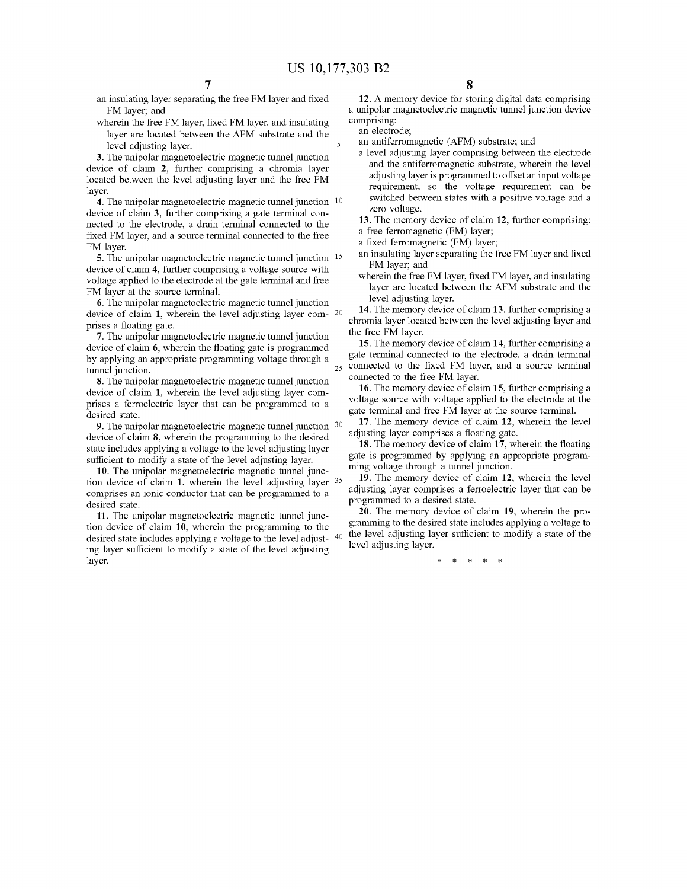an insulating layer separating the free FM layer and fixed FM layer; and

wherein the free FM layer, fixed FM layer, and insulating layer are located between the AFM substrate and the level adjusting layer.

**3**. The unipolar magnetoelectric magnetic tunnel junction device of claim **2**, further comprising a chromia layer located between the level adjusting layer and the free FM layer.

**4**. The unipolar magnetoelectric magnetic tunnel junction device of claim **3**, further comprising a gate terminal connected to the electrode, a drain terminal connected to the fixed FM layer, and a source terminal connected to the free FM layer.

**5**. The unipolar magnetoelectric magnetic tunnel junction device of claim **4**, further comprising a voltage source with voltage applied to the electrode at the gate terminal and free FM layer at the source terminal.

**6**. The unipolar magnetoelectric magnetic tunnel junction device of claim **1**, wherein the level adjusting layer comprises a floating gate.

**7**. The unipolar magnetoelectric magnetic tunnel junction device of claim **6**, wherein the floating gate is programmed by applying an appropriate programming voltage through a tunnel junction.

**8**. The unipolar magnetoelectric magnetic tunnel junction device of claim **1**, wherein the level adjusting layer comprises a ferroelectric layer that can be programmed to a desired state.

**9**. The unipolar magnetoelectric magnetic tunnel junction device of claim **8**, wherein the programming to the desired state includes applying a voltage to the level adjusting layer sufficient to modify a state of the level adjusting layer.

**10**. The unipolar magnetoelectric magnetic tunnel junction device of claim **1**, wherein the level adjusting layer comprises an ionic conductor that can be programmed to a desired state.

**11**. The unipolar magnetoelectric magnetic tunnel junction device of claim **10**, wherein the programming to the desired state includes applying a voltage to the level adjusting layer sufficient to modify a state of the level adjusting layer.

**12**. A memory device for storing digital data comprising a unipolar magnetoelectric magnetic tunnel junction device comprising:

an electrode;

an antiferromagnetic (AFM) substrate; and

a level adjusting layer comprising between the electrode and the antiferromagnetic substrate, wherein the level adjusting layer is programmed to offset an input voltage requirement, so the voltage requirement can be switched between states with a positive voltage and a zero voltage.

**13**. The memory device of claim **12**, further comprising:

a free ferromagnetic (FM) layer;

a fixed ferromagnetic (FM) layer;

an insulating layer separating the free FM layer and fixed FM layer; and

wherein the free FM layer, fixed FM layer, and insulating layer are located between the AFM substrate and the level adjusting layer.

**14**. The memory device of claim **13**, further comprising a chromia layer located between the level adjusting layer and the free FM layer.

**15**. The memory device of claim **14**, further comprising a gate terminal connected to the electrode, a drain terminal connected to the fixed FM layer, and a source terminal connected to the free FM layer.

**16**. The memory device of claim **15**, further comprising a voltage source with voltage applied to the electrode at the gate terminal and free FM layer at the source terminal.

**17**. The memory device of claim **12**, wherein the level adjusting layer comprises a floating gate.

**18**. The memory device of claim **17**, wherein the floating gate is programmed by applying an appropriate programming voltage through a tunnel junction.

**19**. The memory device of claim **12**, wherein the level adjusting layer comprises a ferroelectric layer that can be programmed to a desired state.

**20**. The memory device of claim **19**, wherein the programming to the desired state includes applying a voltage to the level adjusting layer sufficient to modify a state of the level adjusting layer.

* * * * *